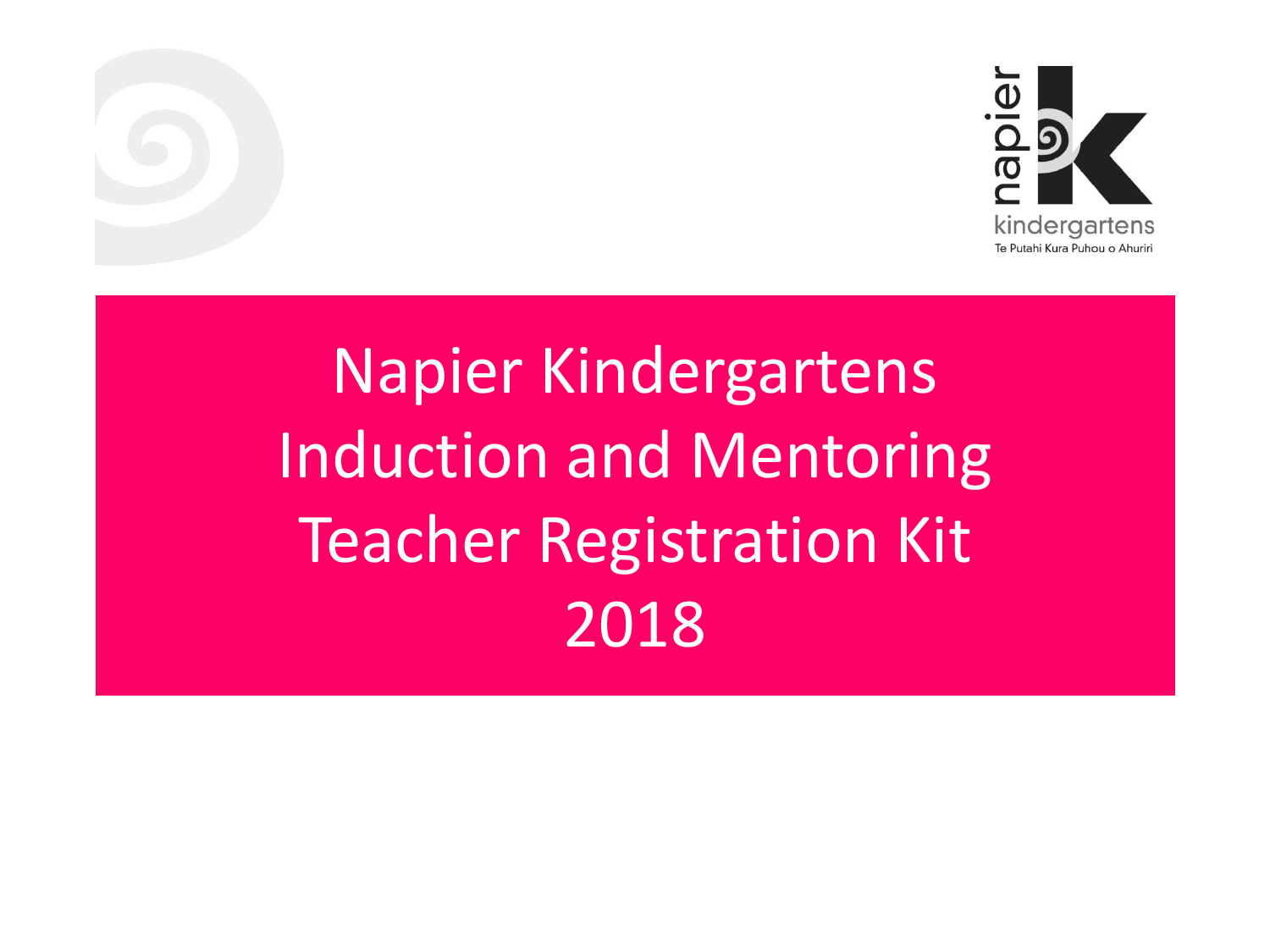napier kindergartens

Te Putahi Kura Puhou o Ahuriri

# Napier Kindergartens Induction and Mentoring Teacher Registration Kit 2018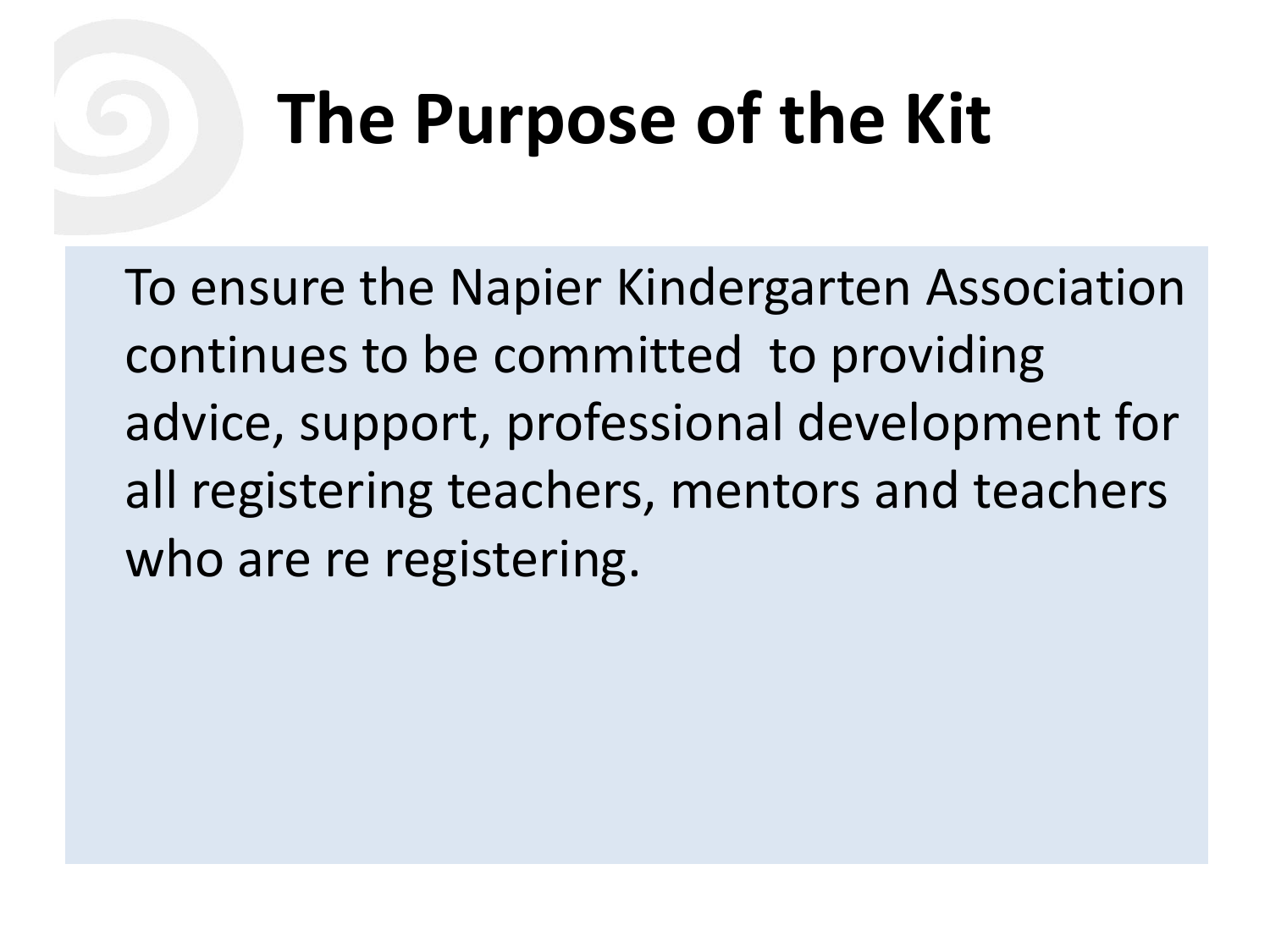# The Purpose of the Kit

To ensure the Napier Kindergarten Association continues to be committed to providing advice, support, professional development for all registering teachers, mentors and teachers who are re registering.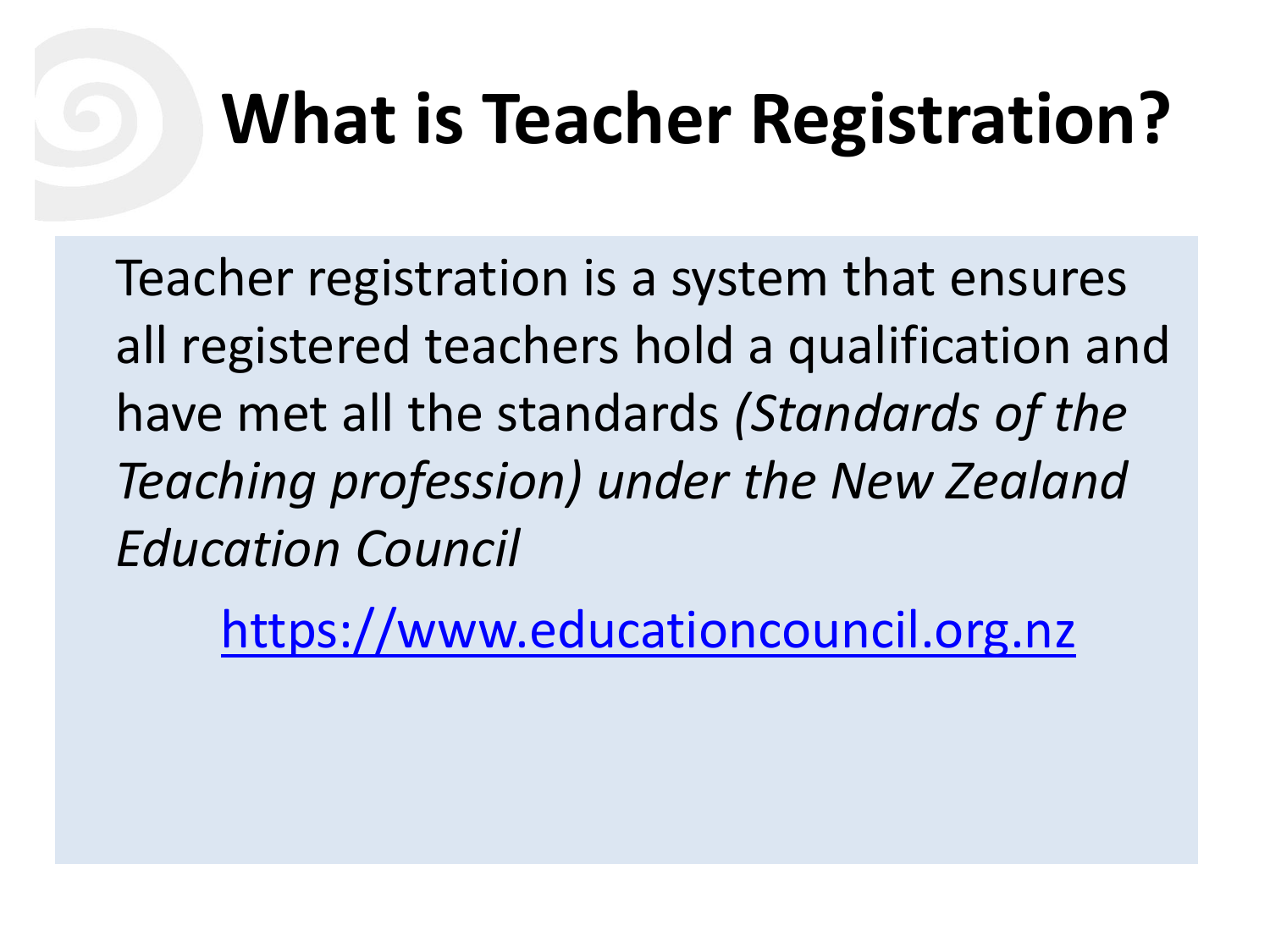# What is Teacher Registration?

Teacher registration is a system that ensures all registered teachers hold a qualification and have met all the standards *(Standards of the Teaching profession) under the New Zealand Education Council*

https://www.educationcouncil.org.nz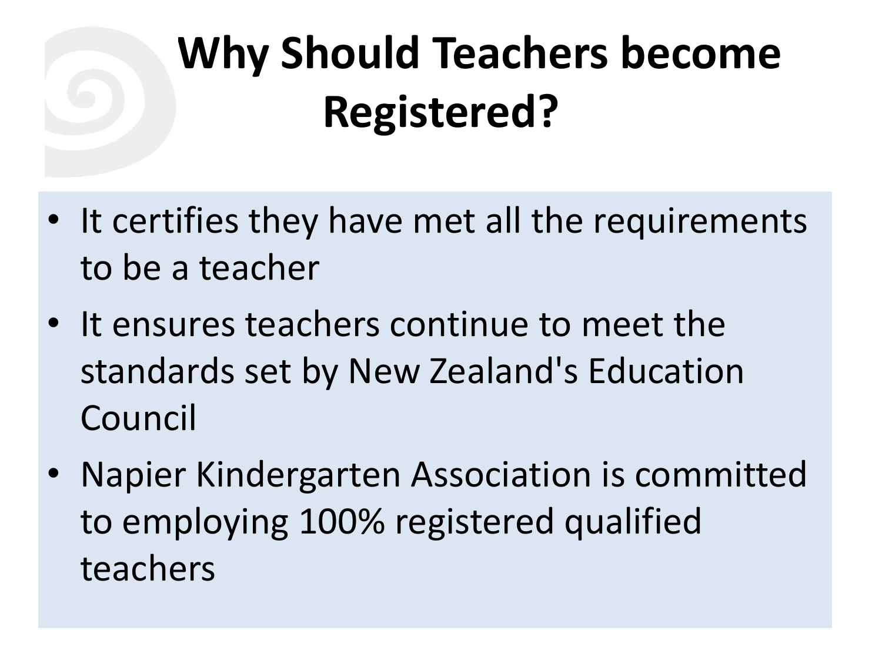# Why Should Teachers become Registered?

- It certifies they have met all the requirements to be a teacher
- It ensures teachers continue to meet the standards set by New Zealand's Education Council
- Napier Kindergarten Association is committed to employing 100% registered qualified teachers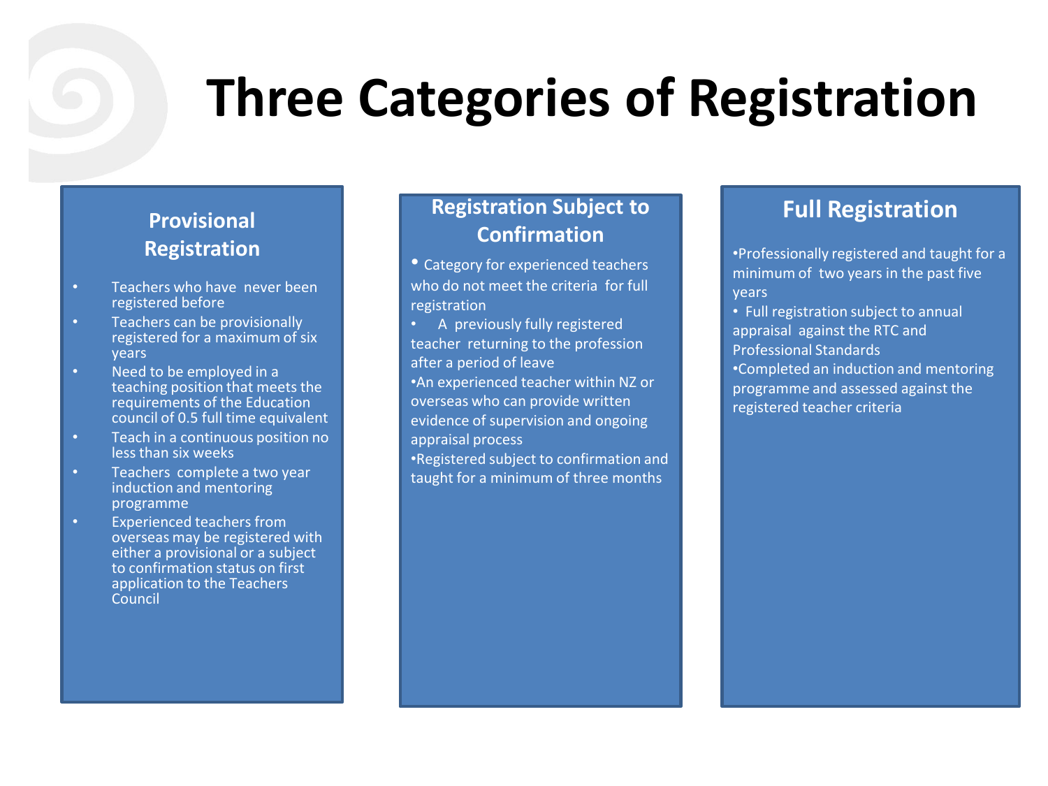# Three Categories of Registration

## Provisional Registration

- Teachers who have never been registered before
- Teachers can be provisionally registered for a maximum of six years
- Need to be employed in a teaching position that meets the requirements of the Education council of 0.5 full time equivalent
- Teach in a continuous position no less than six weeks
- Teachers complete a two year induction and mentoring programme
- Experienced teachers from overseas may be registered with either a provisional or a subject to confirmation status on first application to the Teachers Council

## Registration Subject to Confirmation

- Category for experienced teachers who do not meet the criteria for full registration
- A previously fully registered teacher returning to the profession after a period of leave
- An experienced teacher within NZ or overseas who can provide written evidence of supervision and ongoing appraisal process
- Registered subject to confirmation and taught for a minimum of three months

## Full Registration

- Professionally registered and taught for a minimum of two years in the past five years
- Full registration subject to annual appraisal against the RTC and Professional Standards
- Completed an induction and mentoring programme and assessed against the registered teacher criteria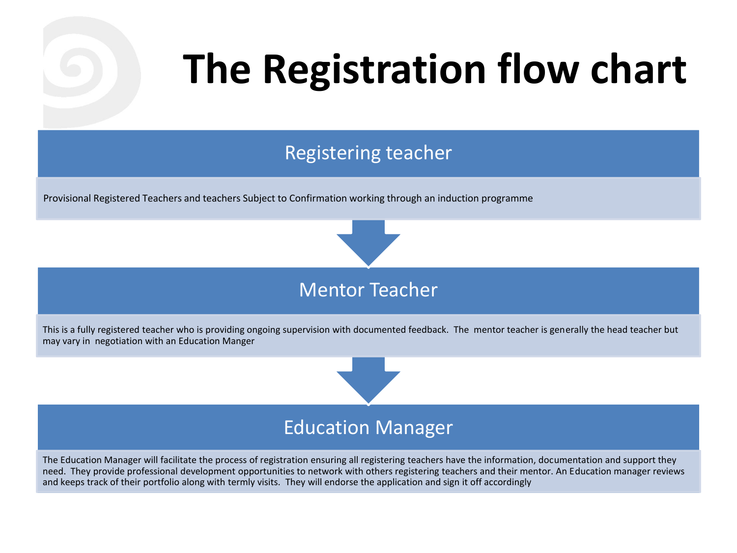# The Registration flow chart

## Registering teacher

Provisional Registered Teachers and teachers Subject to Confirmation working through an induction programme

## Mentor Teacher

This is a fully registered teacher who is providing ongoing supervision with documented feedback. The mentor teacher is generally the head teacher but may vary in negotiation with an Education Manger

## Education Manager

The Education Manager will facilitate the process of registration ensuring all registering teachers have the information, documentation and support they need. They provide professional development opportunities to network with others registering teachers and their mentor. An Education manager reviews and keeps track of their portfolio along with termly visits. They will endorse the application and sign it off accordingly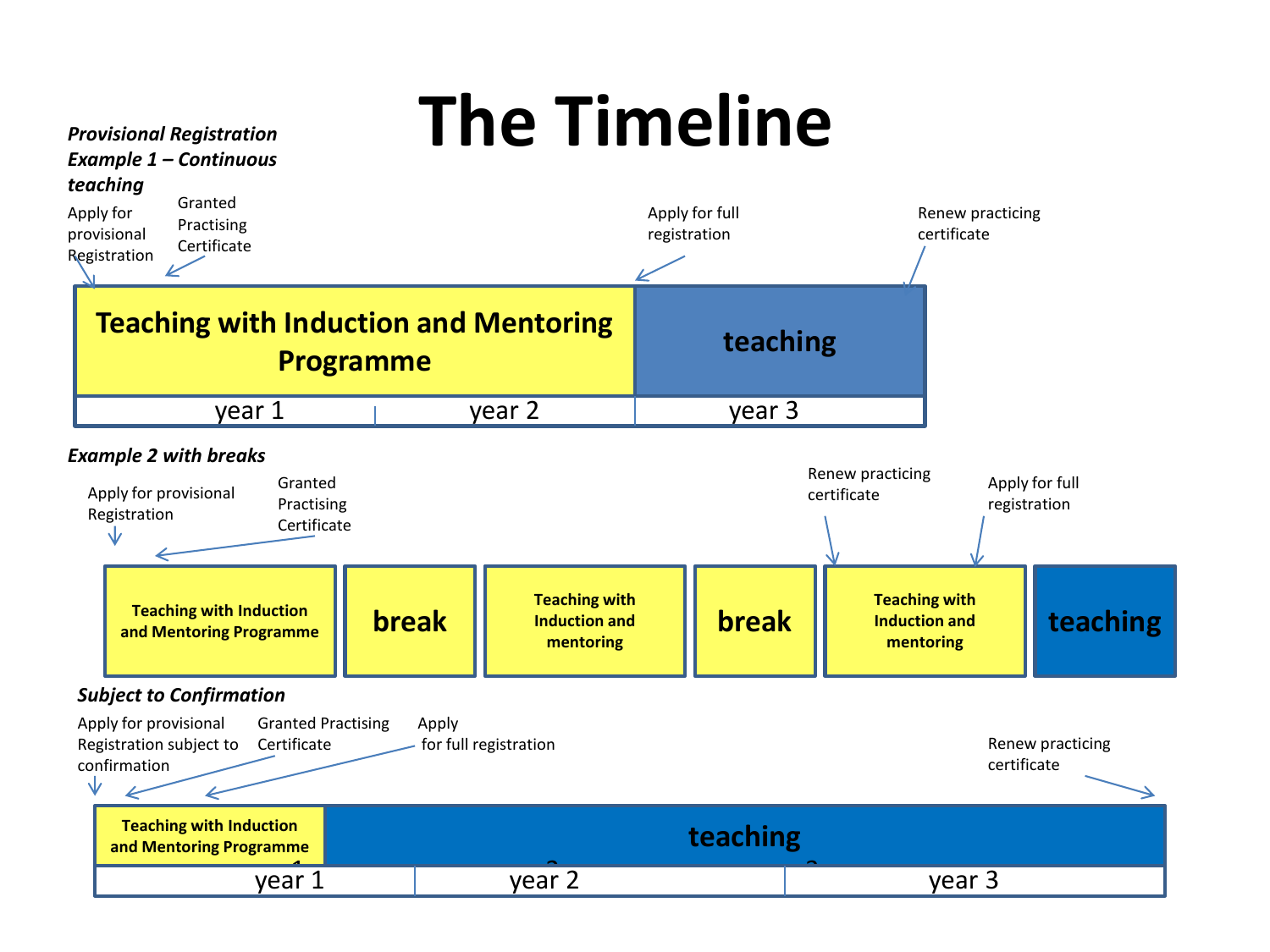# The Timeline

***Provisional Registration Example 1 – Continuous teaching***

Apply for provisional Registration

Granted Practising Certificate

Apply for full registration

Renew practicing certificate

| Teaching with Induction and Mentoring Programme | | teaching |
|---|---|---|
| year 1 | year 2 | year 3 |

***Example 2 with breaks***

Apply for provisional Registration

Granted Practising Certificate

Renew practicing certificate

Apply for full registration

| Teaching with Induction and Mentoring Programme | break | Teaching with Induction and mentoring | break | Teaching with Induction and mentoring | teaching |
|---|---|---|---|---|---|

***Subject to Confirmation***

Apply for provisional Registration subject to confirmation

Granted Practising Certificate

Apply for full registration

Renew practicing certificate

| Teaching with Induction and Mentoring Programme | teaching | |
|---|---|---|
| year 1 | year 2 | year 3 |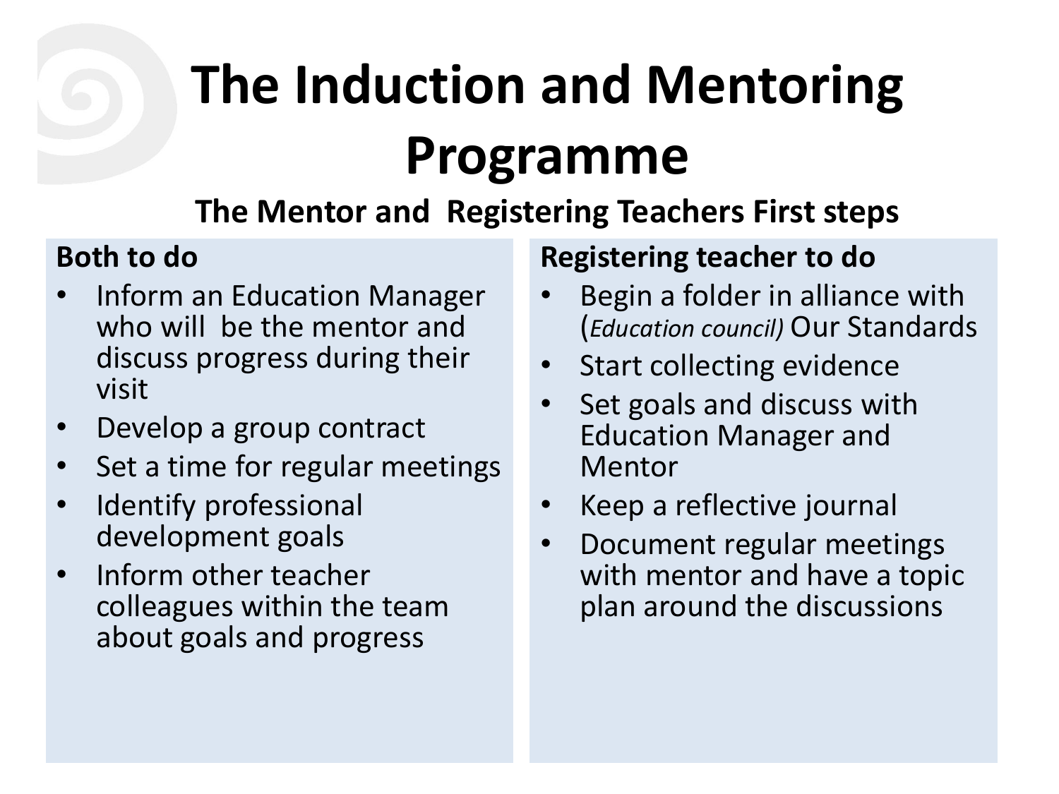# The Induction and Mentoring Programme

## The Mentor and Registering Teachers First steps

**Both to do**

- Inform an Education Manager who will be the mentor and discuss progress during their visit
- Develop a group contract
- Set a time for regular meetings
- Identify professional development goals
- Inform other teacher colleagues within the team about goals and progress

**Registering teacher to do**

- Begin a folder in alliance with (*Education council)* Our Standards
- Start collecting evidence
- Set goals and discuss with Education Manager and Mentor
- Keep a reflective journal
- Document regular meetings with mentor and have a topic plan around the discussions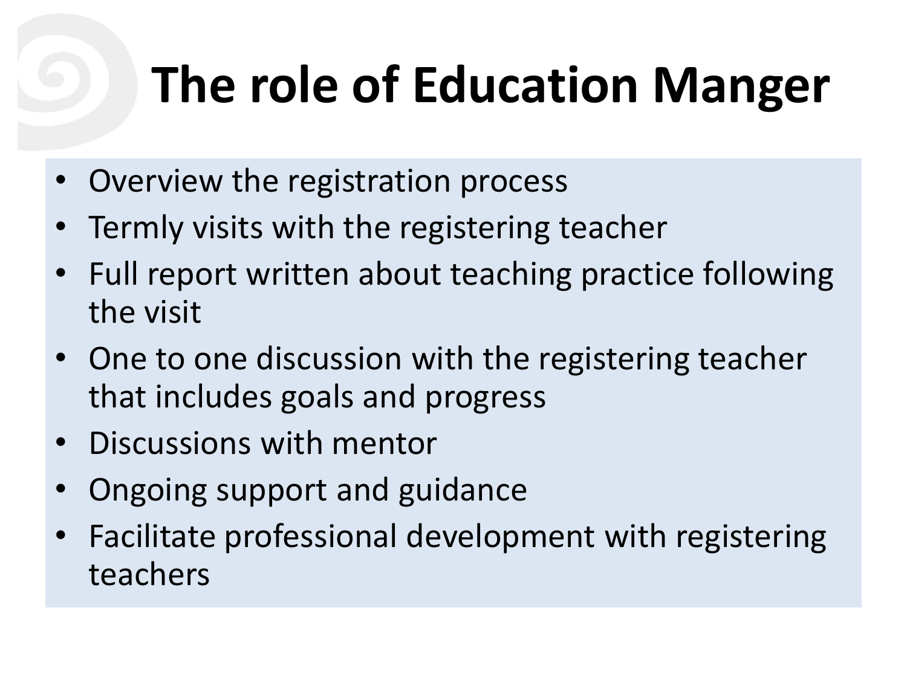# The role of Education Manger

- Overview the registration process
- Termly visits with the registering teacher
- Full report written about teaching practice following the visit
- One to one discussion with the registering teacher that includes goals and progress
- Discussions with mentor
- Ongoing support and guidance
- Facilitate professional development with registering teachers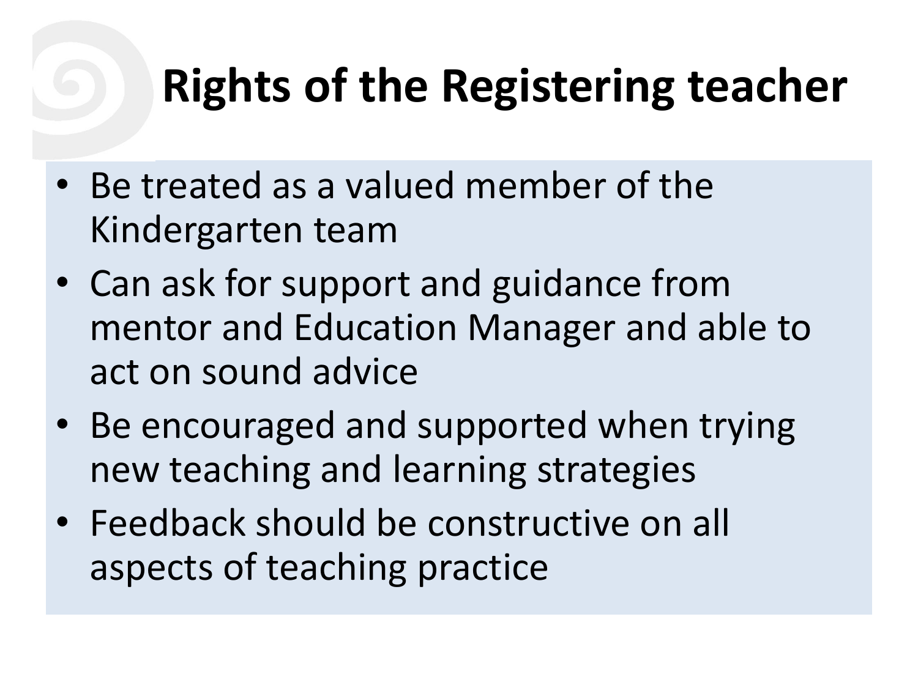# Rights of the Registering teacher

- Be treated as a valued member of the Kindergarten team
- Can ask for support and guidance from mentor and Education Manager and able to act on sound advice
- Be encouraged and supported when trying new teaching and learning strategies
- Feedback should be constructive on all aspects of teaching practice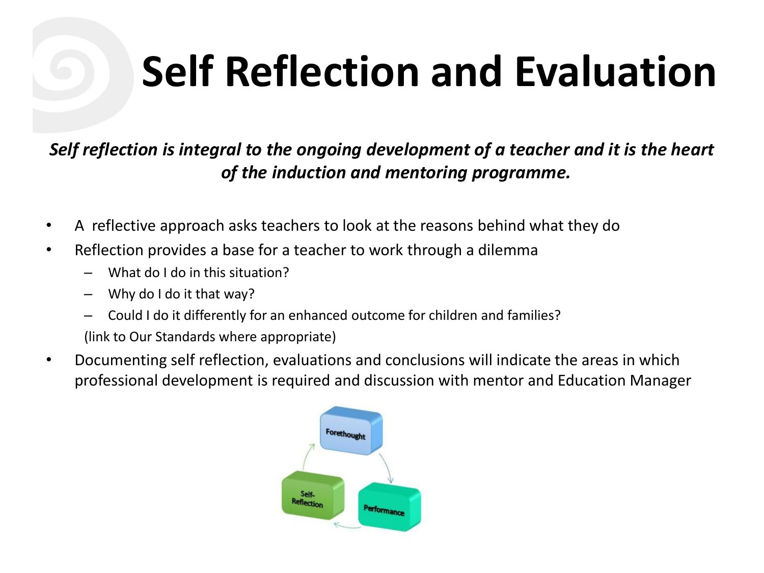# Self Reflection and Evaluation

***Self reflection is integral to the ongoing development of a teacher and it is the heart of the induction and mentoring programme.***

- A reflective approach asks teachers to look at the reasons behind what they do
- Reflection provides a base for a teacher to work through a dilemma
  - What do I do in this situation?
  - Why do I do it that way?
  - Could I do it differently for an enhanced outcome for children and families?

  (link to Our Standards where appropriate)
- Documenting self reflection, evaluations and conclusions will indicate the areas in which professional development is required and discussion with mentor and Education Manager

Forethought → Performance → Self-Reflection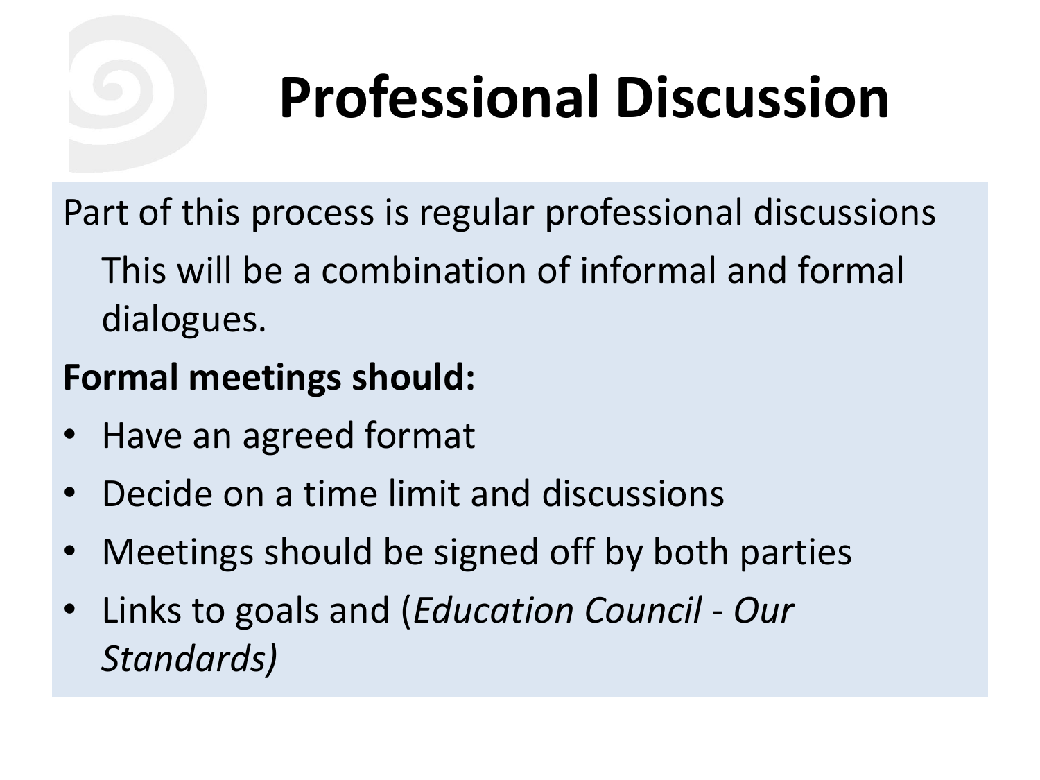# Professional Discussion

Part of this process is regular professional discussions

This will be a combination of informal and formal dialogues.

**Formal meetings should:**

- Have an agreed format
- Decide on a time limit and discussions
- Meetings should be signed off by both parties
- Links to goals and (*Education Council - Our Standards)*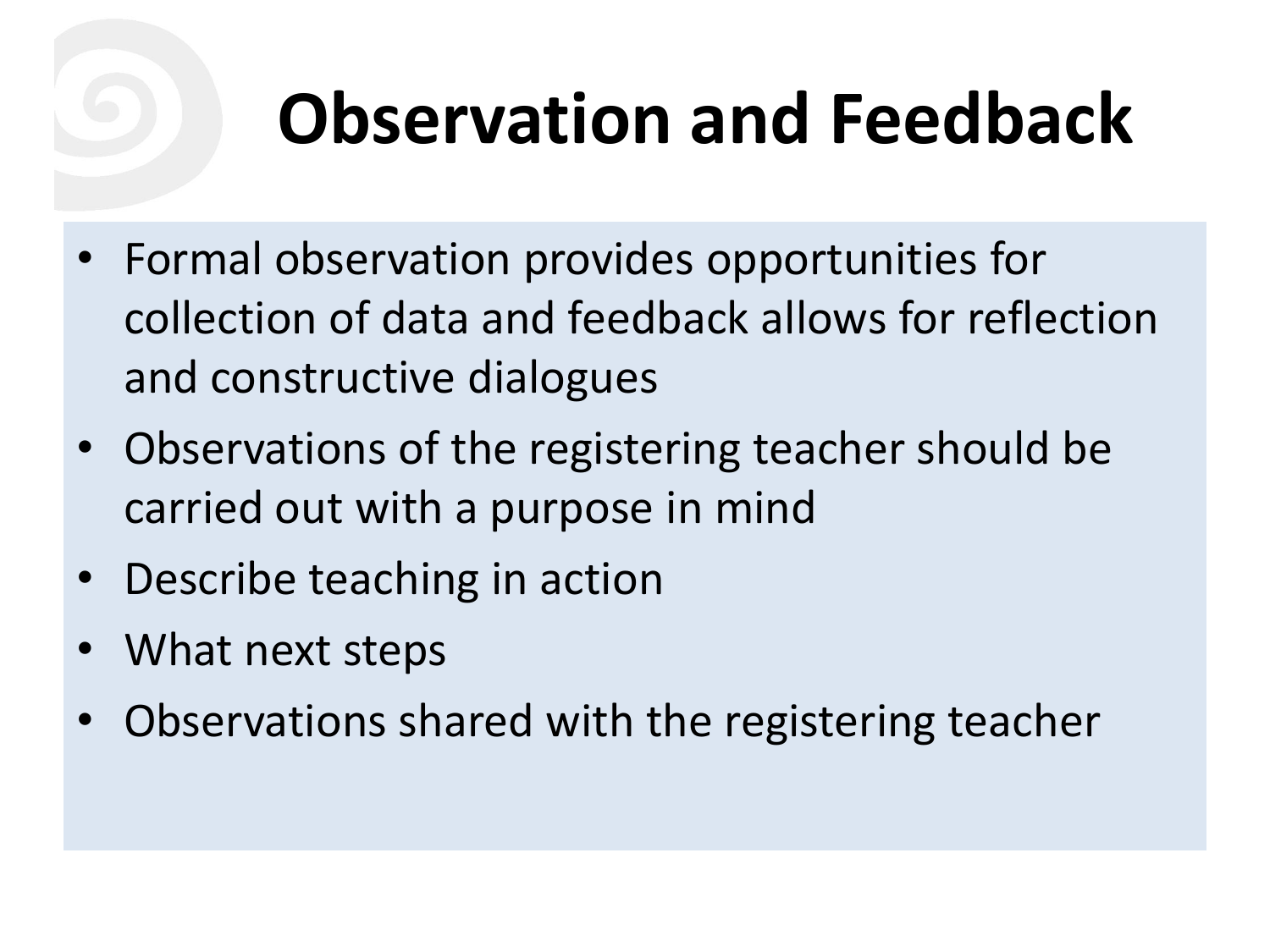# Observation and Feedback

- Formal observation provides opportunities for collection of data and feedback allows for reflection and constructive dialogues
- Observations of the registering teacher should be carried out with a purpose in mind
- Describe teaching in action
- What next steps
- Observations shared with the registering teacher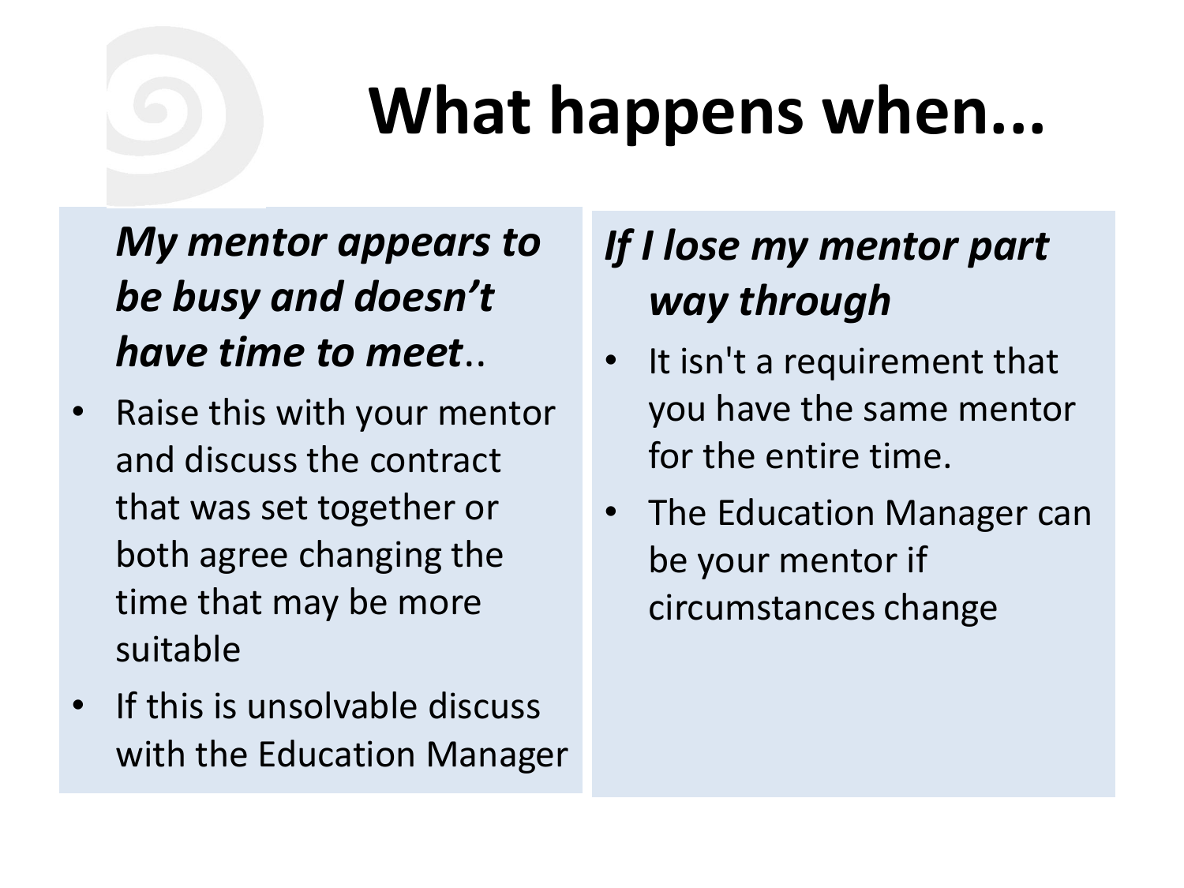# What happens when...

***My mentor appears to be busy and doesn't have time to meet*..**

- Raise this with your mentor and discuss the contract that was set together or both agree changing the time that may be more suitable
- If this is unsolvable discuss with the Education Manager

***If I lose my mentor part way through***

- It isn't a requirement that you have the same mentor for the entire time.
- The Education Manager can be your mentor if circumstances change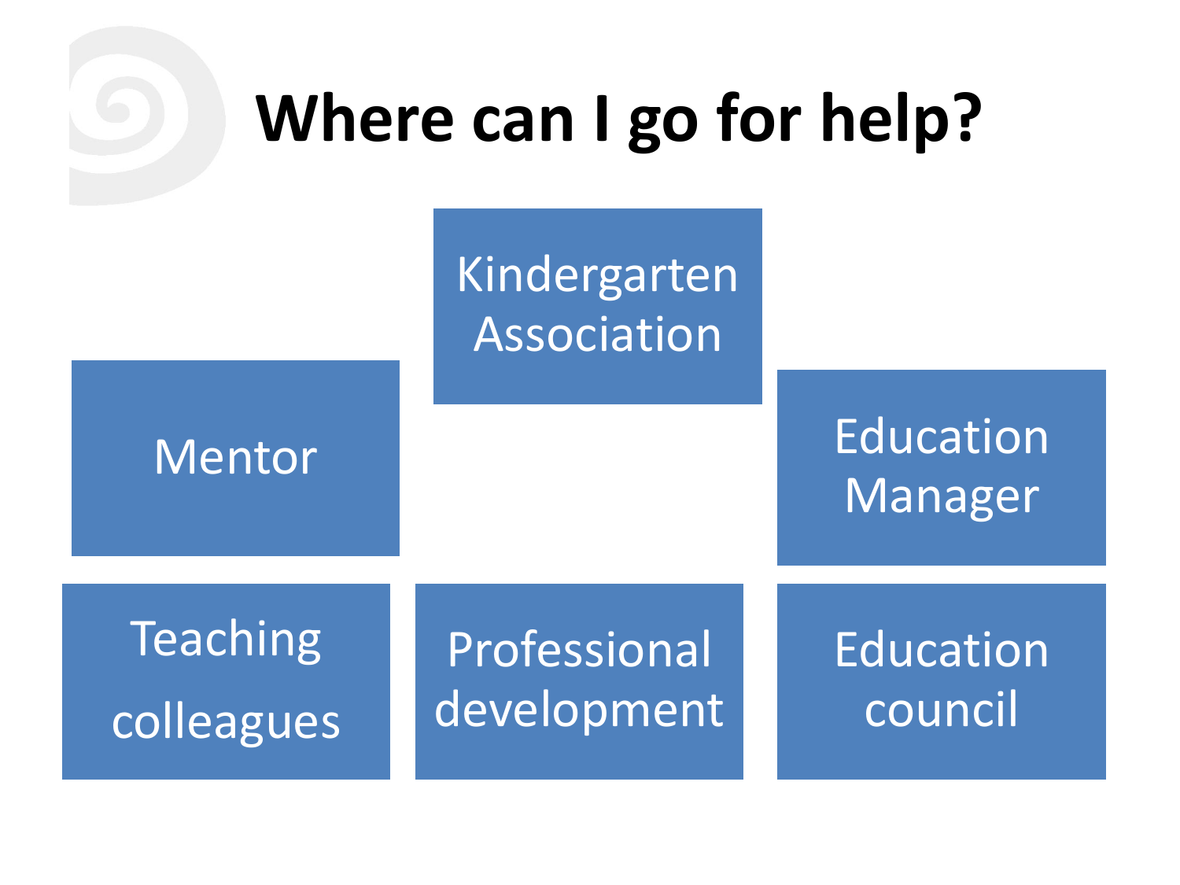# Where can I go for help?

- Kindergarten Association
- Mentor
- Education Manager
- Teaching colleagues
- Professional development
- Education council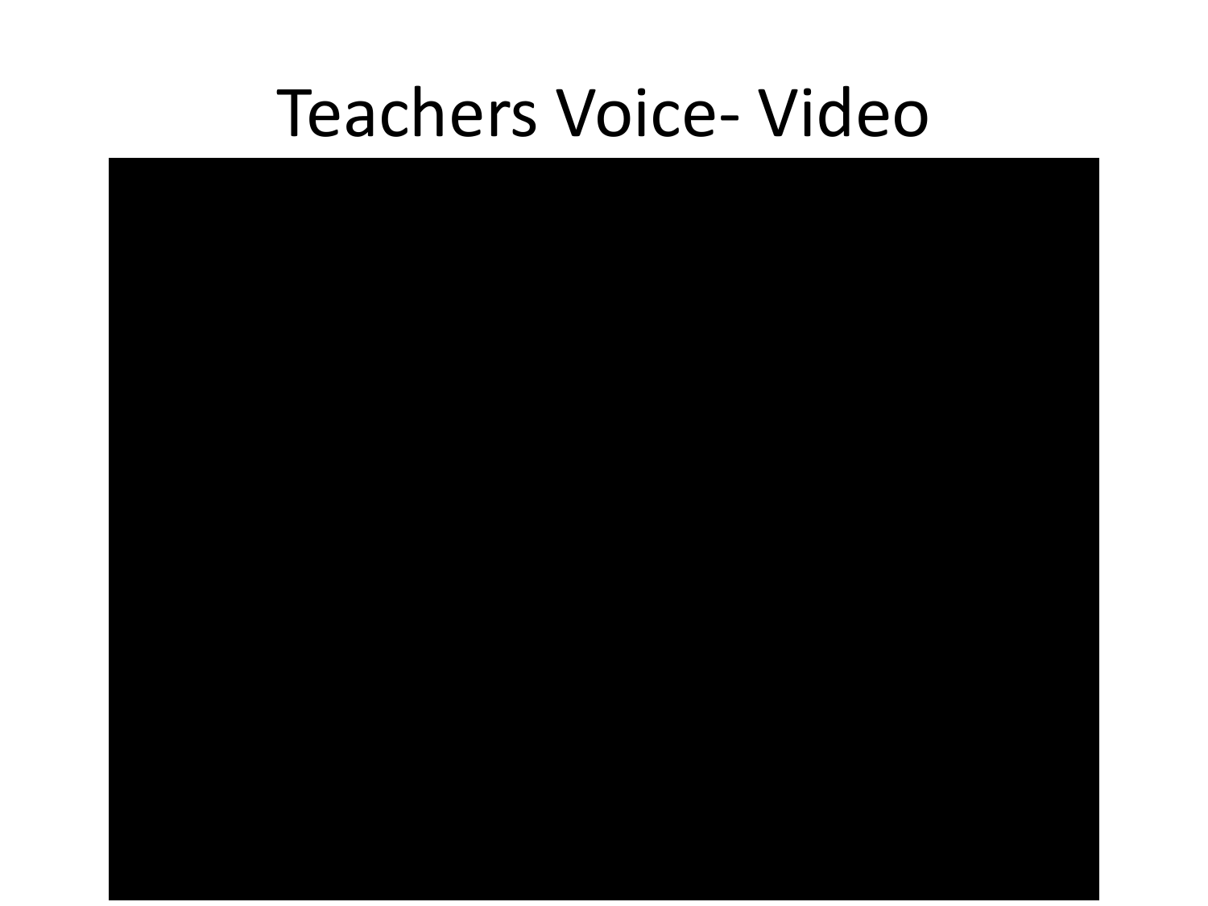# Teachers Voice- Video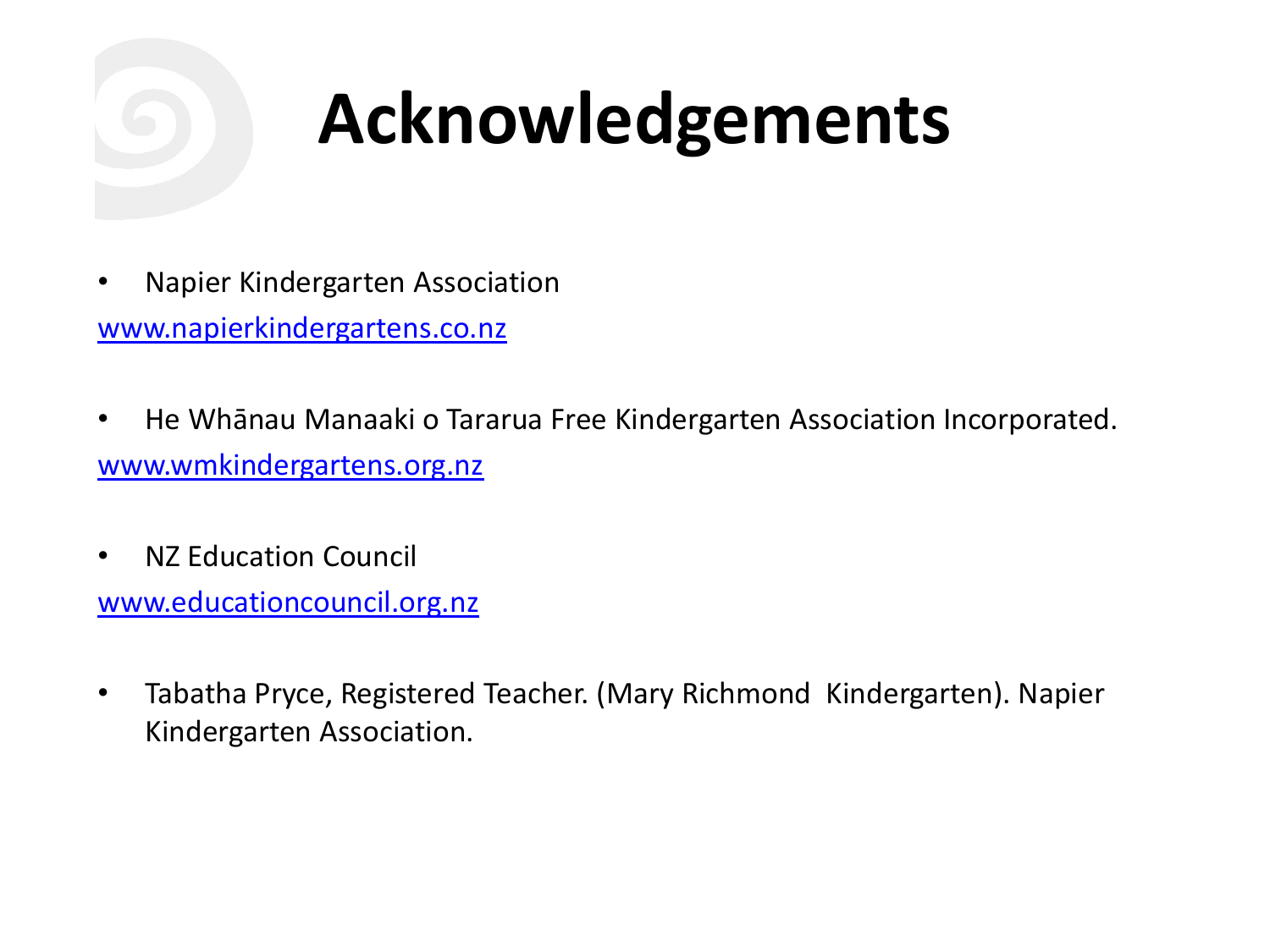# Acknowledgements

- Napier Kindergarten Association

[www.napierkindergartens.co.nz](http://www.napierkindergartens.co.nz)

- He Whānau Manaaki o Tararua Free Kindergarten Association Incorporated.

[www.wmkindergartens.org.nz](http://www.wmkindergartens.org.nz)

- NZ Education Council

[www.educationcouncil.org.nz](http://www.educationcouncil.org.nz)

- Tabatha Pryce, Registered Teacher. (Mary Richmond Kindergarten). Napier Kindergarten Association.